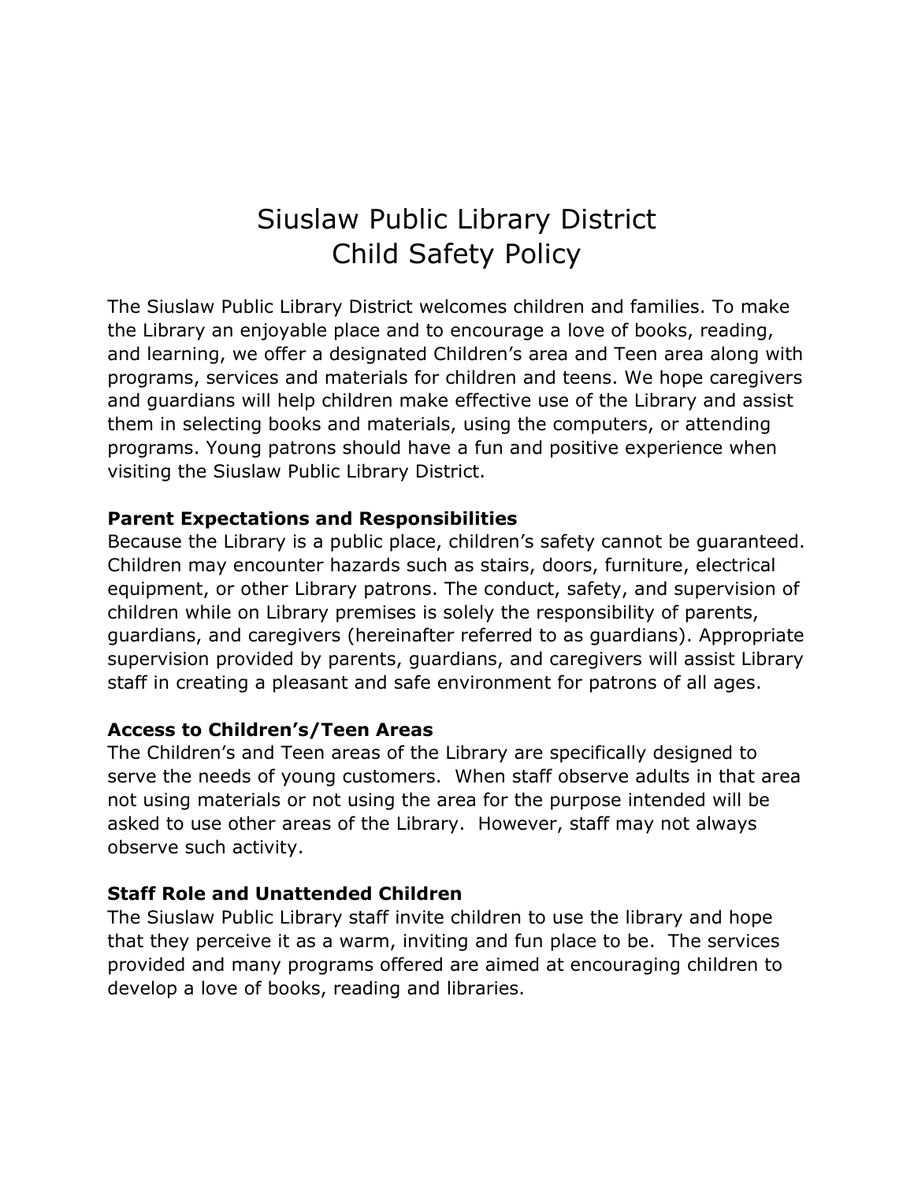# Siuslaw Public Library District
# Child Safety Policy

The Siuslaw Public Library District welcomes children and families. To make the Library an enjoyable place and to encourage a love of books, reading, and learning, we offer a designated Children's area and Teen area along with programs, services and materials for children and teens. We hope caregivers and guardians will help children make effective use of the Library and assist them in selecting books and materials, using the computers, or attending programs. Young patrons should have a fun and positive experience when visiting the Siuslaw Public Library District.

**Parent Expectations and Responsibilities**
Because the Library is a public place, children's safety cannot be guaranteed. Children may encounter hazards such as stairs, doors, furniture, electrical equipment, or other Library patrons. The conduct, safety, and supervision of children while on Library premises is solely the responsibility of parents, guardians, and caregivers (hereinafter referred to as guardians). Appropriate supervision provided by parents, guardians, and caregivers will assist Library staff in creating a pleasant and safe environment for patrons of all ages.

**Access to Children's/Teen Areas**
The Children's and Teen areas of the Library are specifically designed to serve the needs of young customers. When staff observe adults in that area not using materials or not using the area for the purpose intended will be asked to use other areas of the Library. However, staff may not always observe such activity.

**Staff Role and Unattended Children**
The Siuslaw Public Library staff invite children to use the library and hope that they perceive it as a warm, inviting and fun place to be. The services provided and many programs offered are aimed at encouraging children to develop a love of books, reading and libraries.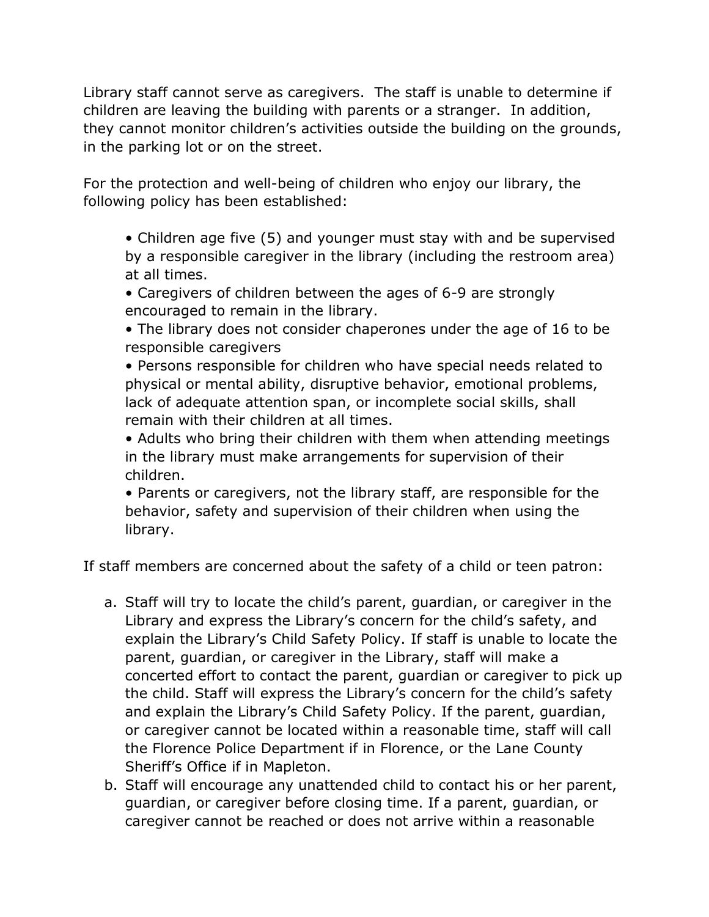Library staff cannot serve as caregivers. The staff is unable to determine if children are leaving the building with parents or a stranger. In addition, they cannot monitor children's activities outside the building on the grounds, in the parking lot or on the street.

For the protection and well-being of children who enjoy our library, the following policy has been established:

- Children age five (5) and younger must stay with and be supervised by a responsible caregiver in the library (including the restroom area) at all times.
- Caregivers of children between the ages of 6-9 are strongly encouraged to remain in the library.
- The library does not consider chaperones under the age of 16 to be responsible caregivers
- Persons responsible for children who have special needs related to physical or mental ability, disruptive behavior, emotional problems, lack of adequate attention span, or incomplete social skills, shall remain with their children at all times.
- Adults who bring their children with them when attending meetings in the library must make arrangements for supervision of their children.
- Parents or caregivers, not the library staff, are responsible for the behavior, safety and supervision of their children when using the library.

If staff members are concerned about the safety of a child or teen patron:

a. Staff will try to locate the child's parent, guardian, or caregiver in the Library and express the Library's concern for the child's safety, and explain the Library's Child Safety Policy. If staff is unable to locate the parent, guardian, or caregiver in the Library, staff will make a concerted effort to contact the parent, guardian or caregiver to pick up the child. Staff will express the Library's concern for the child's safety and explain the Library's Child Safety Policy. If the parent, guardian, or caregiver cannot be located within a reasonable time, staff will call the Florence Police Department if in Florence, or the Lane County Sheriff's Office if in Mapleton.
b. Staff will encourage any unattended child to contact his or her parent, guardian, or caregiver before closing time. If a parent, guardian, or caregiver cannot be reached or does not arrive within a reasonable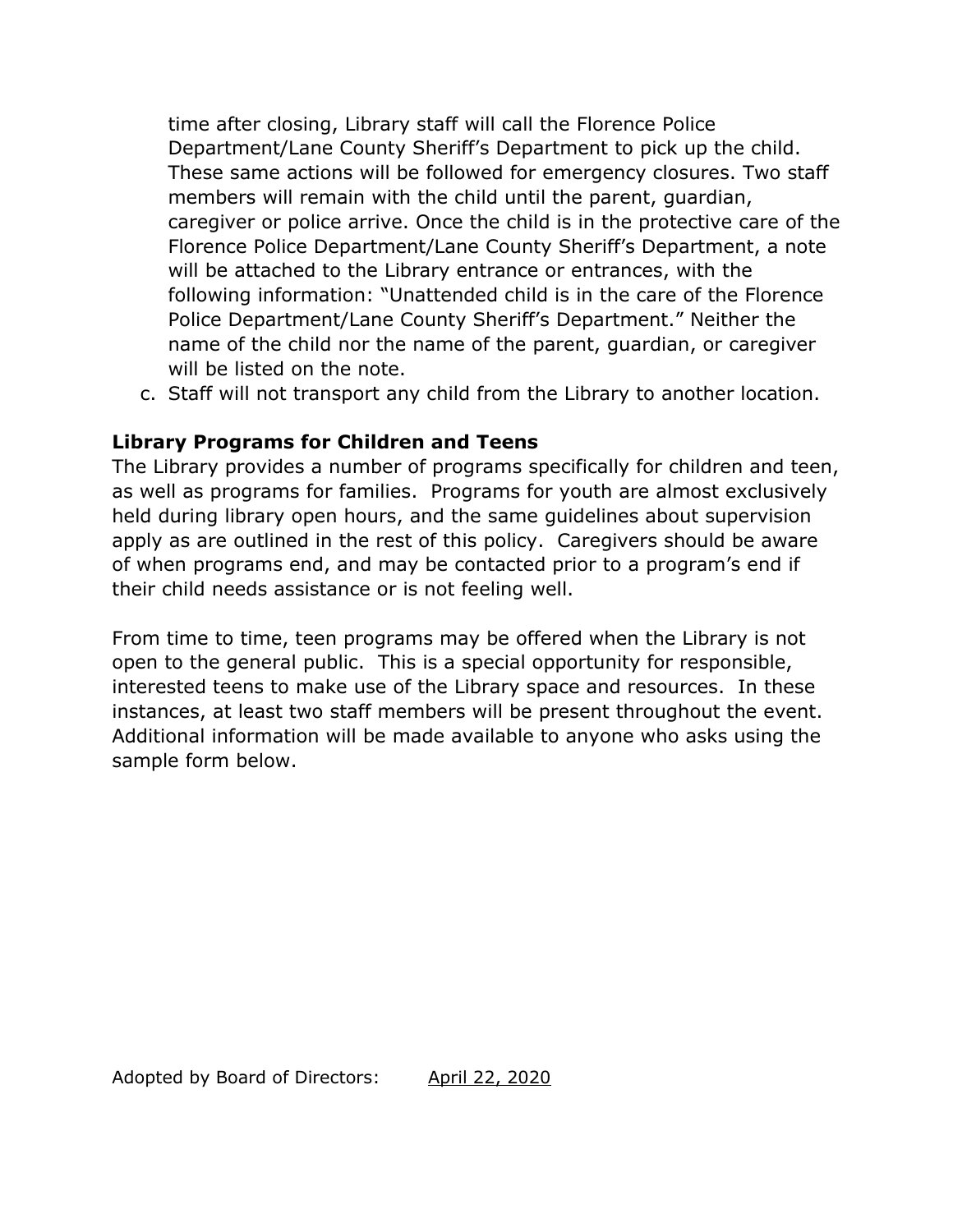time after closing, Library staff will call the Florence Police Department/Lane County Sheriff's Department to pick up the child. These same actions will be followed for emergency closures. Two staff members will remain with the child until the parent, guardian, caregiver or police arrive. Once the child is in the protective care of the Florence Police Department/Lane County Sheriff's Department, a note will be attached to the Library entrance or entrances, with the following information: "Unattended child is in the care of the Florence Police Department/Lane County Sheriff's Department." Neither the name of the child nor the name of the parent, guardian, or caregiver will be listed on the note.

c. Staff will not transport any child from the Library to another location.

**Library Programs for Children and Teens**

The Library provides a number of programs specifically for children and teen, as well as programs for families. Programs for youth are almost exclusively held during library open hours, and the same guidelines about supervision apply as are outlined in the rest of this policy. Caregivers should be aware of when programs end, and may be contacted prior to a program's end if their child needs assistance or is not feeling well.

From time to time, teen programs may be offered when the Library is not open to the general public. This is a special opportunity for responsible, interested teens to make use of the Library space and resources. In these instances, at least two staff members will be present throughout the event. Additional information will be made available to anyone who asks using the sample form below.

Adopted by Board of Directors: April 22, 2020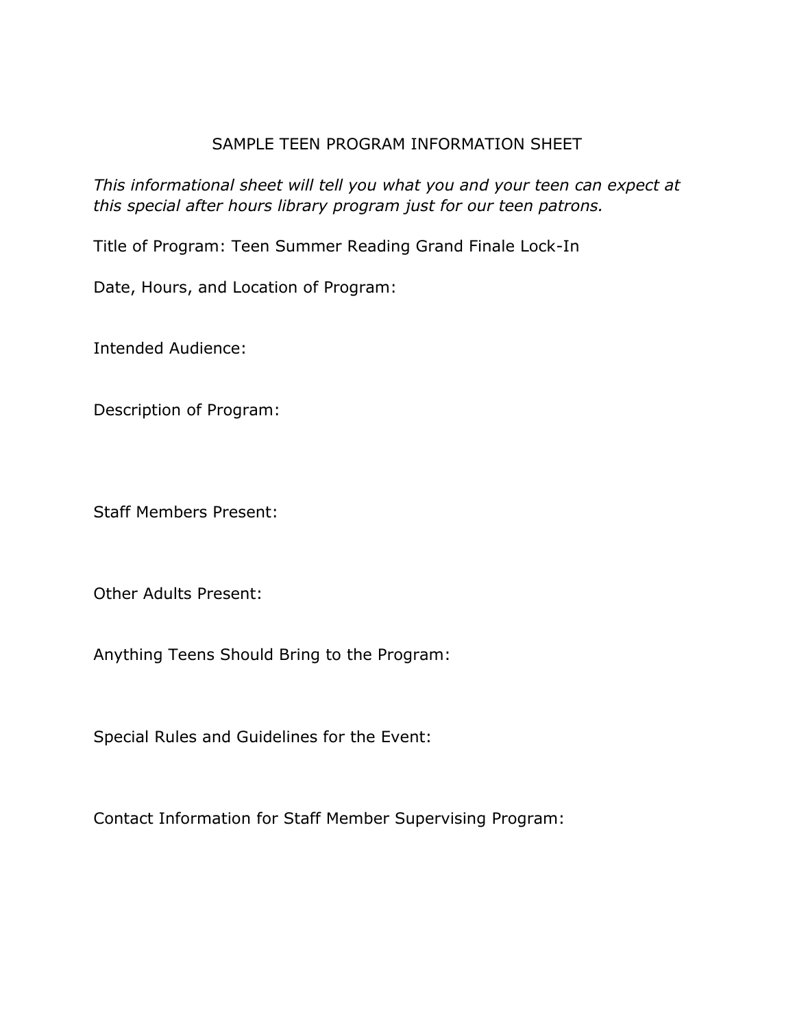# SAMPLE TEEN PROGRAM INFORMATION SHEET

*This informational sheet will tell you what you and your teen can expect at this special after hours library program just for our teen patrons.*

Title of Program: Teen Summer Reading Grand Finale Lock-In

Date, Hours, and Location of Program:

Intended Audience:

Description of Program:

Staff Members Present:

Other Adults Present:

Anything Teens Should Bring to the Program:

Special Rules and Guidelines for the Event:

Contact Information for Staff Member Supervising Program: